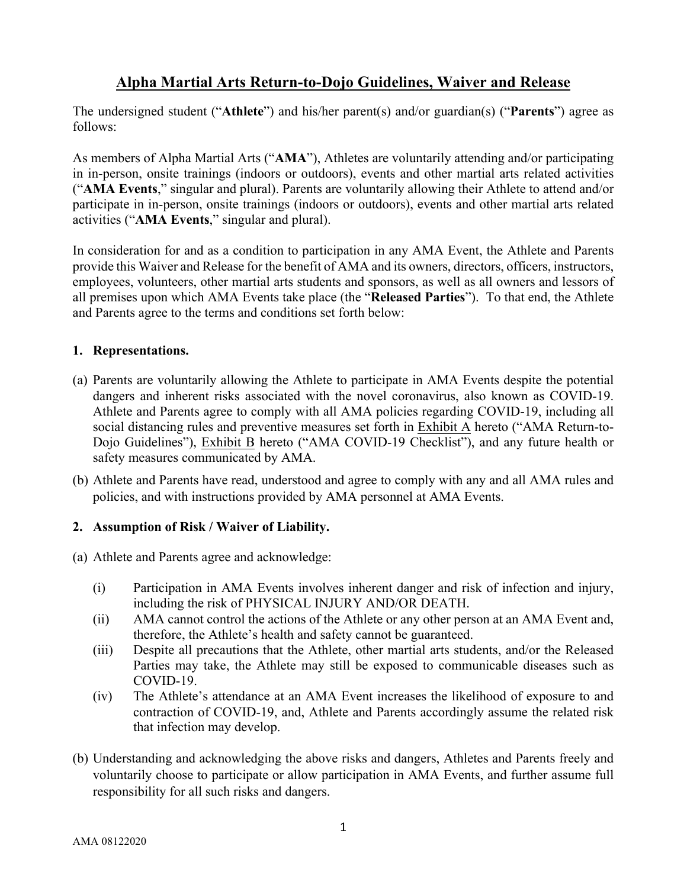# Alpha Martial Arts Return-to-Dojo Guidelines, Waiver and Release

The undersigned student ("**Athlete**") and his/her parent(s) and/or guardian(s) ("**Parents**") agree as follows:

As members of Alpha Martial Arts ("**AMA**"), Athletes are voluntarily attending and/or participating in in-person, onsite trainings (indoors or outdoors), events and other martial arts related activities ("**AMA Events**," singular and plural). Parents are voluntarily allowing their Athlete to attend and/or participate in in-person, onsite trainings (indoors or outdoors), events and other martial arts related activities ("**AMA Events**," singular and plural).

In consideration for and as a condition to participation in any AMA Event, the Athlete and Parents provide this Waiver and Release for the benefit of AMA and its owners, directors, officers, instructors, employees, volunteers, other martial arts students and sponsors, as well as all owners and lessors of all premises upon which AMA Events take place (the "**Released Parties**"). To that end, the Athlete and Parents agree to the terms and conditions set forth below:

## 1. Representations.

(a) Parents are voluntarily allowing the Athlete to participate in AMA Events despite the potential dangers and inherent risks associated with the novel coronavirus, also known as COVID-19. Athlete and Parents agree to comply with all AMA policies regarding COVID-19, including all social distancing rules and preventive measures set forth in Exhibit A hereto ("AMA Return-to-Dojo Guidelines"), Exhibit B hereto ("AMA COVID-19 Checklist"), and any future health or safety measures communicated by AMA.

(b) Athlete and Parents have read, understood and agree to comply with any and all AMA rules and policies, and with instructions provided by AMA personnel at AMA Events.

## 2. Assumption of Risk / Waiver of Liability.

(a) Athlete and Parents agree and acknowledge:

- (i) Participation in AMA Events involves inherent danger and risk of infection and injury, including the risk of PHYSICAL INJURY AND/OR DEATH.
- (ii) AMA cannot control the actions of the Athlete or any other person at an AMA Event and, therefore, the Athlete's health and safety cannot be guaranteed.
- (iii) Despite all precautions that the Athlete, other martial arts students, and/or the Released Parties may take, the Athlete may still be exposed to communicable diseases such as COVID-19.
- (iv) The Athlete's attendance at an AMA Event increases the likelihood of exposure to and contraction of COVID-19, and, Athlete and Parents accordingly assume the related risk that infection may develop.

(b) Understanding and acknowledging the above risks and dangers, Athletes and Parents freely and voluntarily choose to participate or allow participation in AMA Events, and further assume full responsibility for all such risks and dangers.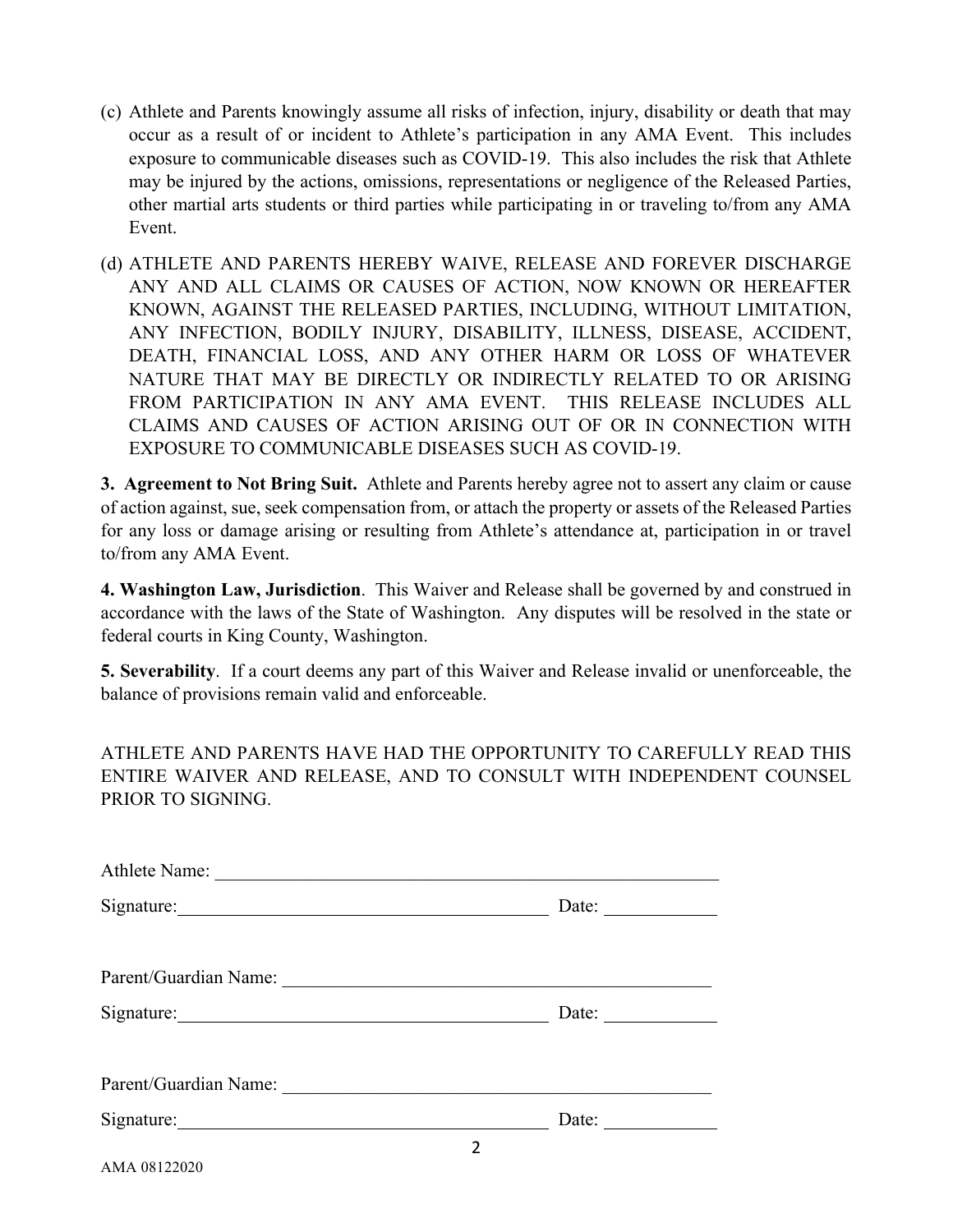(c) Athlete and Parents knowingly assume all risks of infection, injury, disability or death that may occur as a result of or incident to Athlete's participation in any AMA Event. This includes exposure to communicable diseases such as COVID-19. This also includes the risk that Athlete may be injured by the actions, omissions, representations or negligence of the Released Parties, other martial arts students or third parties while participating in or traveling to/from any AMA Event.

(d) ATHLETE AND PARENTS HEREBY WAIVE, RELEASE AND FOREVER DISCHARGE ANY AND ALL CLAIMS OR CAUSES OF ACTION, NOW KNOWN OR HEREAFTER KNOWN, AGAINST THE RELEASED PARTIES, INCLUDING, WITHOUT LIMITATION, ANY INFECTION, BODILY INJURY, DISABILITY, ILLNESS, DISEASE, ACCIDENT, DEATH, FINANCIAL LOSS, AND ANY OTHER HARM OR LOSS OF WHATEVER NATURE THAT MAY BE DIRECTLY OR INDIRECTLY RELATED TO OR ARISING FROM PARTICIPATION IN ANY AMA EVENT. THIS RELEASE INCLUDES ALL CLAIMS AND CAUSES OF ACTION ARISING OUT OF OR IN CONNECTION WITH EXPOSURE TO COMMUNICABLE DISEASES SUCH AS COVID-19.

**3. Agreement to Not Bring Suit.** Athlete and Parents hereby agree not to assert any claim or cause of action against, sue, seek compensation from, or attach the property or assets of the Released Parties for any loss or damage arising or resulting from Athlete's attendance at, participation in or travel to/from any AMA Event.

**4. Washington Law, Jurisdiction**. This Waiver and Release shall be governed by and construed in accordance with the laws of the State of Washington. Any disputes will be resolved in the state or federal courts in King County, Washington.

**5. Severability**. If a court deems any part of this Waiver and Release invalid or unenforceable, the balance of provisions remain valid and enforceable.

ATHLETE AND PARENTS HAVE HAD THE OPPORTUNITY TO CAREFULLY READ THIS ENTIRE WAIVER AND RELEASE, AND TO CONSULT WITH INDEPENDENT COUNSEL PRIOR TO SIGNING.

Athlete Name: ______________________________________________

Signature: ________________________________ Date: __________

Parent/Guardian Name: ______________________________________

Signature: ________________________________ Date: __________

Parent/Guardian Name: ______________________________________

Signature: ________________________________ Date: __________

AMA 08122020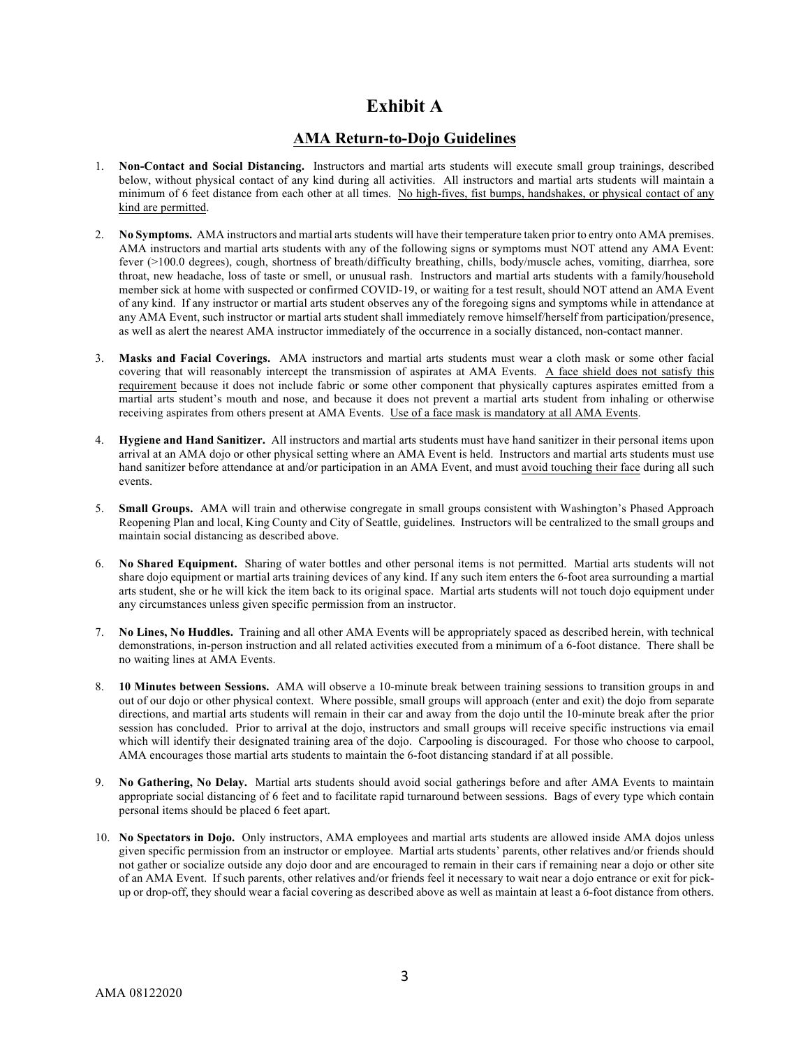# Exhibit A

## AMA Return-to-Dojo Guidelines

1. **Non-Contact and Social Distancing.** Instructors and martial arts students will execute small group trainings, described below, without physical contact of any kind during all activities. All instructors and martial arts students will maintain a minimum of 6 feet distance from each other at all times. <u>No high-fives, fist bumps, handshakes, or physical contact of any kind are permitted</u>.

2. **No Symptoms.** AMA instructors and martial arts students will have their temperature taken prior to entry onto AMA premises. AMA instructors and martial arts students with any of the following signs or symptoms must NOT attend any AMA Event: fever (>100.0 degrees), cough, shortness of breath/difficulty breathing, chills, body/muscle aches, vomiting, diarrhea, sore throat, new headache, loss of taste or smell, or unusual rash. Instructors and martial arts students with a family/household member sick at home with suspected or confirmed COVID-19, or waiting for a test result, should NOT attend an AMA Event of any kind. If any instructor or martial arts student observes any of the foregoing signs and symptoms while in attendance at any AMA Event, such instructor or martial arts student shall immediately remove himself/herself from participation/presence, as well as alert the nearest AMA instructor immediately of the occurrence in a socially distanced, non-contact manner.

3. **Masks and Facial Coverings.** AMA instructors and martial arts students must wear a cloth mask or some other facial covering that will reasonably intercept the transmission of aspirates at AMA Events. <u>A face shield does not satisfy this requirement</u> because it does not include fabric or some other component that physically captures aspirates emitted from a martial arts student's mouth and nose, and because it does not prevent a martial arts student from inhaling or otherwise receiving aspirates from others present at AMA Events. <u>Use of a face mask is mandatory at all AMA Events</u>.

4. **Hygiene and Hand Sanitizer.** All instructors and martial arts students must have hand sanitizer in their personal items upon arrival at an AMA dojo or other physical setting where an AMA Event is held. Instructors and martial arts students must use hand sanitizer before attendance at and/or participation in an AMA Event, and must <u>avoid touching their face</u> during all such events.

5. **Small Groups.** AMA will train and otherwise congregate in small groups consistent with Washington's Phased Approach Reopening Plan and local, King County and City of Seattle, guidelines. Instructors will be centralized to the small groups and maintain social distancing as described above.

6. **No Shared Equipment.** Sharing of water bottles and other personal items is not permitted. Martial arts students will not share dojo equipment or martial arts training devices of any kind. If any such item enters the 6-foot area surrounding a martial arts student, she or he will kick the item back to its original space. Martial arts students will not touch dojo equipment under any circumstances unless given specific permission from an instructor.

7. **No Lines, No Huddles.** Training and all other AMA Events will be appropriately spaced as described herein, with technical demonstrations, in-person instruction and all related activities executed from a minimum of a 6-foot distance. There shall be no waiting lines at AMA Events.

8. **10 Minutes between Sessions.** AMA will observe a 10-minute break between training sessions to transition groups in and out of our dojo or other physical context. Where possible, small groups will approach (enter and exit) the dojo from separate directions, and martial arts students will remain in their car and away from the dojo until the 10-minute break after the prior session has concluded. Prior to arrival at the dojo, instructors and small groups will receive specific instructions via email which will identify their designated training area of the dojo. Carpooling is discouraged. For those who choose to carpool, AMA encourages those martial arts students to maintain the 6-foot distancing standard if at all possible.

9. **No Gathering, No Delay.** Martial arts students should avoid social gatherings before and after AMA Events to maintain appropriate social distancing of 6 feet and to facilitate rapid turnaround between sessions. Bags of every type which contain personal items should be placed 6 feet apart.

10. **No Spectators in Dojo.** Only instructors, AMA employees and martial arts students are allowed inside AMA dojos unless given specific permission from an instructor or employee. Martial arts students' parents, other relatives and/or friends should not gather or socialize outside any dojo door and are encouraged to remain in their cars if remaining near a dojo or other site of an AMA Event. If such parents, other relatives and/or friends feel it necessary to wait near a dojo entrance or exit for pick-up or drop-off, they should wear a facial covering as described above as well as maintain at least a 6-foot distance from others.

AMA 08122020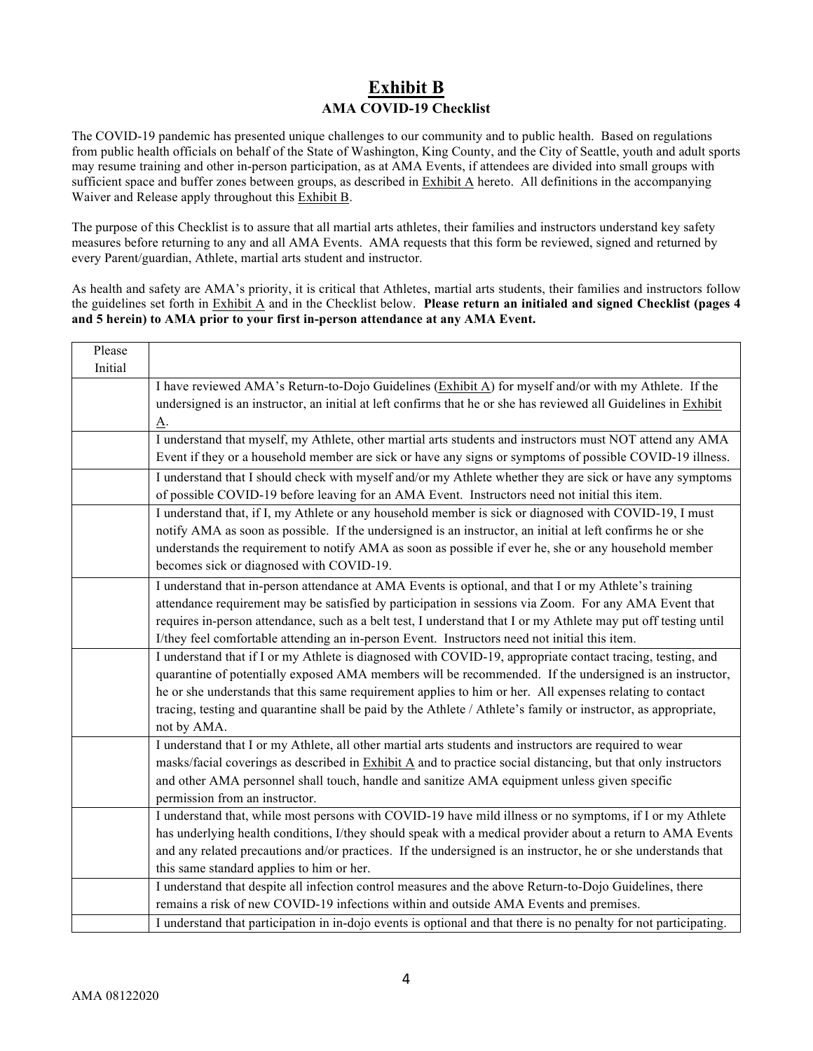# Exhibit B

## AMA COVID-19 Checklist

The COVID-19 pandemic has presented unique challenges to our community and to public health. Based on regulations from public health officials on behalf of the State of Washington, King County, and the City of Seattle, youth and adult sports may resume training and other in-person participation, as at AMA Events, if attendees are divided into small groups with sufficient space and buffer zones between groups, as described in Exhibit A hereto. All definitions in the accompanying Waiver and Release apply throughout this Exhibit B.

The purpose of this Checklist is to assure that all martial arts athletes, their families and instructors understand key safety measures before returning to any and all AMA Events. AMA requests that this form be reviewed, signed and returned by every Parent/guardian, Athlete, martial arts student and instructor.

As health and safety are AMA's priority, it is critical that Athletes, martial arts students, their families and instructors follow the guidelines set forth in Exhibit A and in the Checklist below. **Please return an initialed and signed Checklist (pages 4 and 5 herein) to AMA prior to your first in-person attendance at any AMA Event.**

| Please Initial | |
|---|---|
| | I have reviewed AMA's Return-to-Dojo Guidelines (Exhibit A) for myself and/or with my Athlete. If the undersigned is an instructor, an initial at left confirms that he or she has reviewed all Guidelines in Exhibit A. |
| | I understand that myself, my Athlete, other martial arts students and instructors must NOT attend any AMA Event if they or a household member are sick or have any signs or symptoms of possible COVID-19 illness. |
| | I understand that I should check with myself and/or my Athlete whether they are sick or have any symptoms of possible COVID-19 before leaving for an AMA Event. Instructors need not initial this item. |
| | I understand that, if I, my Athlete or any household member is sick or diagnosed with COVID-19, I must notify AMA as soon as possible. If the undersigned is an instructor, an initial at left confirms he or she understands the requirement to notify AMA as soon as possible if ever he, she or any household member becomes sick or diagnosed with COVID-19. |
| | I understand that in-person attendance at AMA Events is optional, and that I or my Athlete's training attendance requirement may be satisfied by participation in sessions via Zoom. For any AMA Event that requires in-person attendance, such as a belt test, I understand that I or my Athlete may put off testing until I/they feel comfortable attending an in-person Event. Instructors need not initial this item. |
| | I understand that if I or my Athlete is diagnosed with COVID-19, appropriate contact tracing, testing, and quarantine of potentially exposed AMA members will be recommended. If the undersigned is an instructor, he or she understands that this same requirement applies to him or her. All expenses relating to contact tracing, testing and quarantine shall be paid by the Athlete / Athlete's family or instructor, as appropriate, not by AMA. |
| | I understand that I or my Athlete, all other martial arts students and instructors are required to wear masks/facial coverings as described in Exhibit A and to practice social distancing, but that only instructors and other AMA personnel shall touch, handle and sanitize AMA equipment unless given specific permission from an instructor. |
| | I understand that, while most persons with COVID-19 have mild illness or no symptoms, if I or my Athlete has underlying health conditions, I/they should speak with a medical provider about a return to AMA Events and any related precautions and/or practices. If the undersigned is an instructor, he or she understands that this same standard applies to him or her. |
| | I understand that despite all infection control measures and the above Return-to-Dojo Guidelines, there remains a risk of new COVID-19 infections within and outside AMA Events and premises. |
| | I understand that participation in in-dojo events is optional and that there is no penalty for not participating. |

AMA 08122020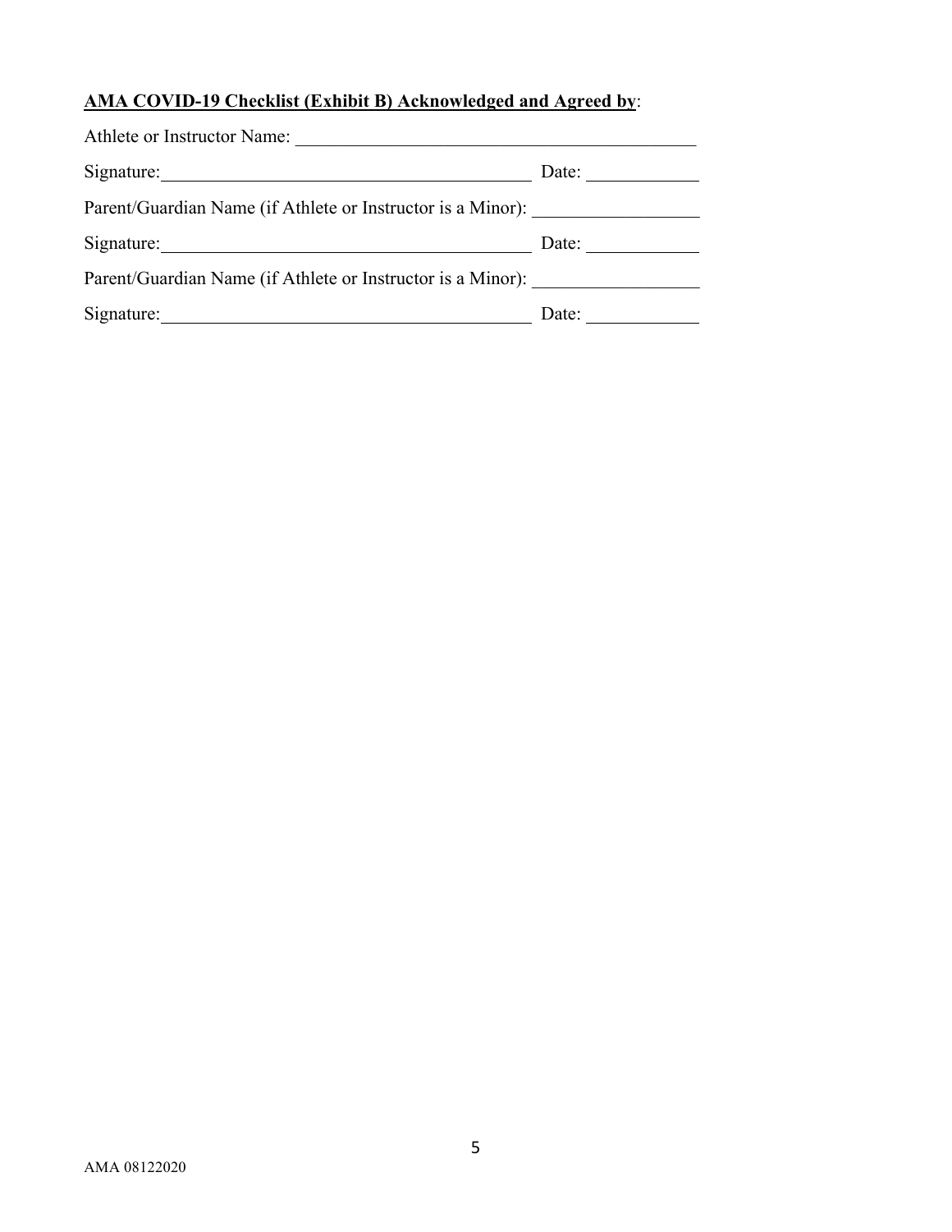**AMA COVID-19 Checklist (Exhibit B) Acknowledged and Agreed by**:

Athlete or Instructor Name: ____________________________________________

Signature: ________________________________________ Date: ____________

Parent/Guardian Name (if Athlete or Instructor is a Minor): __________________

Signature: ________________________________________ Date: ____________

Parent/Guardian Name (if Athlete or Instructor is a Minor): __________________

Signature: ________________________________________ Date: ____________

AMA 08122020